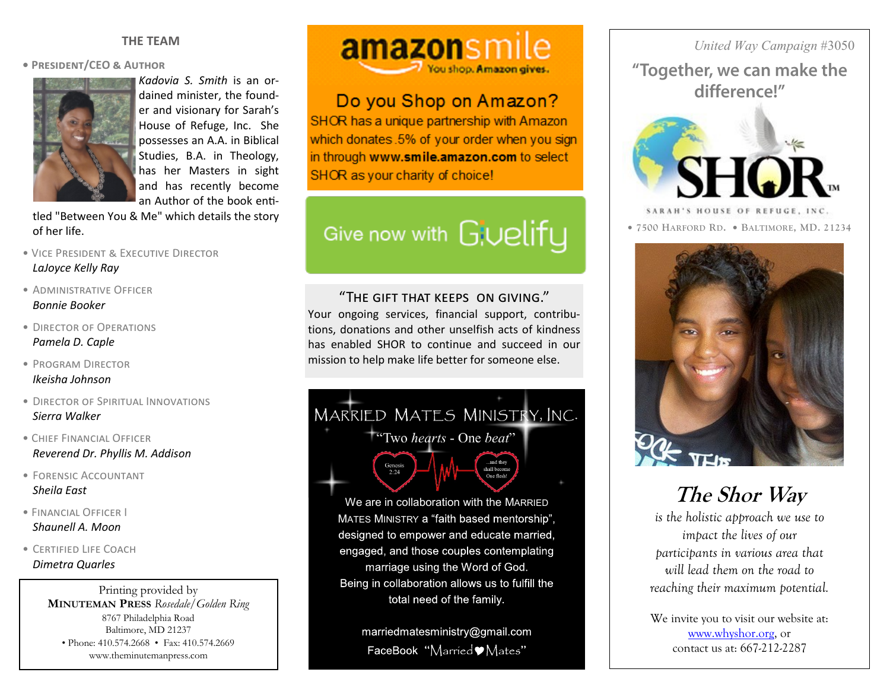## THE TEAM

- **PRESIDENT/CEO & AUTHOR**

*Kadovia S. Smith* is an ordained minister, the founder and visionary for Sarah's House of Refuge, Inc. She possesses an A.A. in Biblical Studies, B.A. in Theology, has her Masters in sight and has recently become an Author of the book entitled "Between You & Me" which details the story of her life.

- VICE PRESIDENT & EXECUTIVE DIRECTOR
  *LaJoyce Kelly Ray*
- ADMINISTRATIVE OFFICER
  *Bonnie Booker*
- DIRECTOR OF OPERATIONS
  *Pamela D. Caple*
- PROGRAM DIRECTOR
  *Ikeisha Johnson*
- DIRECTOR OF SPIRITUAL INNOVATIONS
  *Sierra Walker*
- CHIEF FINANCIAL OFFICER
  *Reverend Dr. Phyllis M. Addison*
- FORENSIC ACCOUNTANT
  *Sheila East*
- FINANCIAL OFFICER I
  *Shaunell A. Moon*
- CERTIFIED LIFE COACH
  *Dimetra Quarles*

Printing provided by
**MINUTEMAN PRESS** *Rosedale/Golden Ring*
8767 Philadelphia Road
Baltimore, MD 21237
• Phone: 410.574.2668 • Fax: 410.574.2669
www.theminutemanpress.com

amazonsmile
You shop. Amazon gives.

### Do you Shop on Amazon?

SHOR has a unique partnership with Amazon which donates .5% of your order when you sign in through **www.smile.amazon.com** to select SHOR as your charity of choice!

Give now with Givelify

### "THE GIFT THAT KEEPS ON GIVING."

Your ongoing services, financial support, contributions, donations and other unselfish acts of kindness has enabled SHOR to continue and succeed in our mission to help make life better for someone else.

### MARRIED MATES MINISTRY, INC.

"Two *hearts* - One *beat*"

Genesis 2:24 — ...and they shall become One flesh!

We are in collaboration with the MARRIED MATES MINISTRY a "faith based mentorship", designed to empower and educate married, engaged, and those couples contemplating marriage using the Word of God. Being in collaboration allows us to fulfill the total need of the family.

marriedmatesministry@gmail.com
FaceBook "Married♥Mates"

*United Way Campaign #3050*

## "Together, we can make the difference!"

SHOR™
SARAH'S HOUSE OF REFUGE, INC.
• 7500 HARFORD RD. • BALTIMORE, MD. 21234

## *The Shor Way*

*is the holistic approach we use to impact the lives of our participants in various area that will lead them on the road to reaching their maximum potential.*

We invite you to visit our website at: www.whyshor.org, or contact us at: 667-212-2287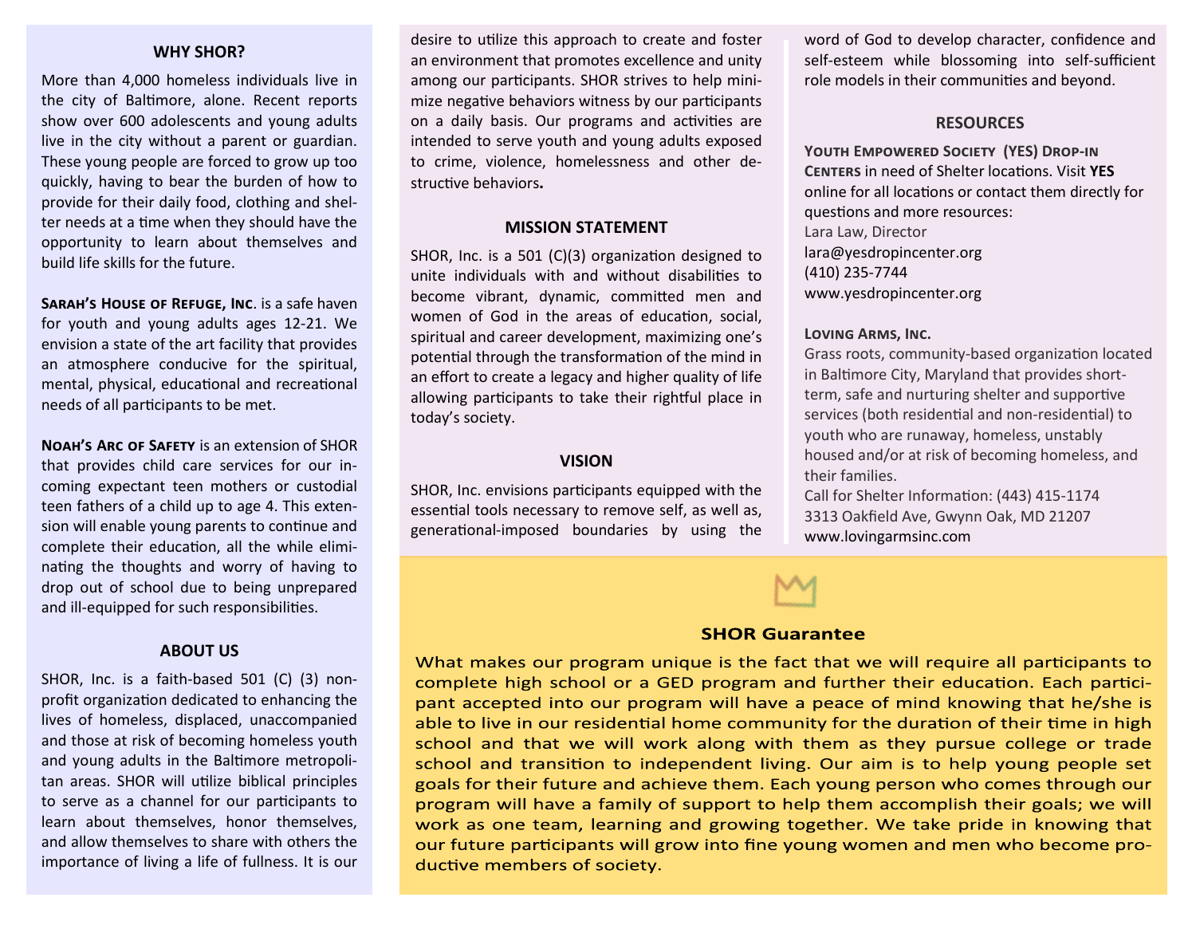## WHY SHOR?

More than 4,000 homeless individuals live in the city of Baltimore, alone. Recent reports show over 600 adolescents and young adults live in the city without a parent or guardian. These young people are forced to grow up too quickly, having to bear the burden of how to provide for their daily food, clothing and shelter needs at a time when they should have the opportunity to learn about themselves and build life skills for the future.

**Sarah's House of Refuge, Inc**. is a safe haven for youth and young adults ages 12-21. We envision a state of the art facility that provides an atmosphere conducive for the spiritual, mental, physical, educational and recreational needs of all participants to be met.

**Noah's Arc of Safety** is an extension of SHOR that provides child care services for our incoming expectant teen mothers or custodial teen fathers of a child up to age 4. This extension will enable young parents to continue and complete their education, all the while eliminating the thoughts and worry of having to drop out of school due to being unprepared and ill-equipped for such responsibilities.

## ABOUT US

SHOR, Inc. is a faith-based 501 (C) (3) nonprofit organization dedicated to enhancing the lives of homeless, displaced, unaccompanied and those at risk of becoming homeless youth and young adults in the Baltimore metropolitan areas. SHOR will utilize biblical principles to serve as a channel for our participants to learn about themselves, honor themselves, and allow themselves to share with others the importance of living a life of fullness. It is our desire to utilize this approach to create and foster an environment that promotes excellence and unity among our participants. SHOR strives to help minimize negative behaviors witness by our participants on a daily basis. Our programs and activities are intended to serve youth and young adults exposed to crime, violence, homelessness and other destructive behaviors.

## MISSION STATEMENT

SHOR, Inc. is a 501 (C)(3) organization designed to unite individuals with and without disabilities to become vibrant, dynamic, committed men and women of God in the areas of education, social, spiritual and career development, maximizing one's potential through the transformation of the mind in an effort to create a legacy and higher quality of life allowing participants to take their rightful place in today's society.

## VISION

SHOR, Inc. envisions participants equipped with the essential tools necessary to remove self, as well as, generational-imposed boundaries by using the word of God to develop character, confidence and self-esteem while blossoming into self-sufficient role models in their communities and beyond.

## RESOURCES

**Youth Empowered Society (YES) Drop-in Centers** in need of Shelter locations. Visit **YES** online for all locations or contact them directly for questions and more resources:
Lara Law, Director
lara@yesdropincenter.org
(410) 235-7744
www.yesdropincenter.org

**Loving Arms, Inc.**
Grass roots, community-based organization located in Baltimore City, Maryland that provides short-term, safe and nurturing shelter and supportive services (both residential and non-residential) to youth who are runaway, homeless, unstably housed and/or at risk of becoming homeless, and their families.
Call for Shelter Information: (443) 415-1174
3313 Oakfield Ave, Gwynn Oak, MD 21207
www.lovingarmsinc.com

## SHOR Guarantee

What makes our program unique is the fact that we will require all participants to complete high school or a GED program and further their education. Each participant accepted into our program will have a peace of mind knowing that he/she is able to live in our residential home community for the duration of their time in high school and that we will work along with them as they pursue college or trade school and transition to independent living. Our aim is to help young people set goals for their future and achieve them. Each young person who comes through our program will have a family of support to help them accomplish their goals; we will work as one team, learning and growing together. We take pride in knowing that our future participants will grow into fine young women and men who become productive members of society.